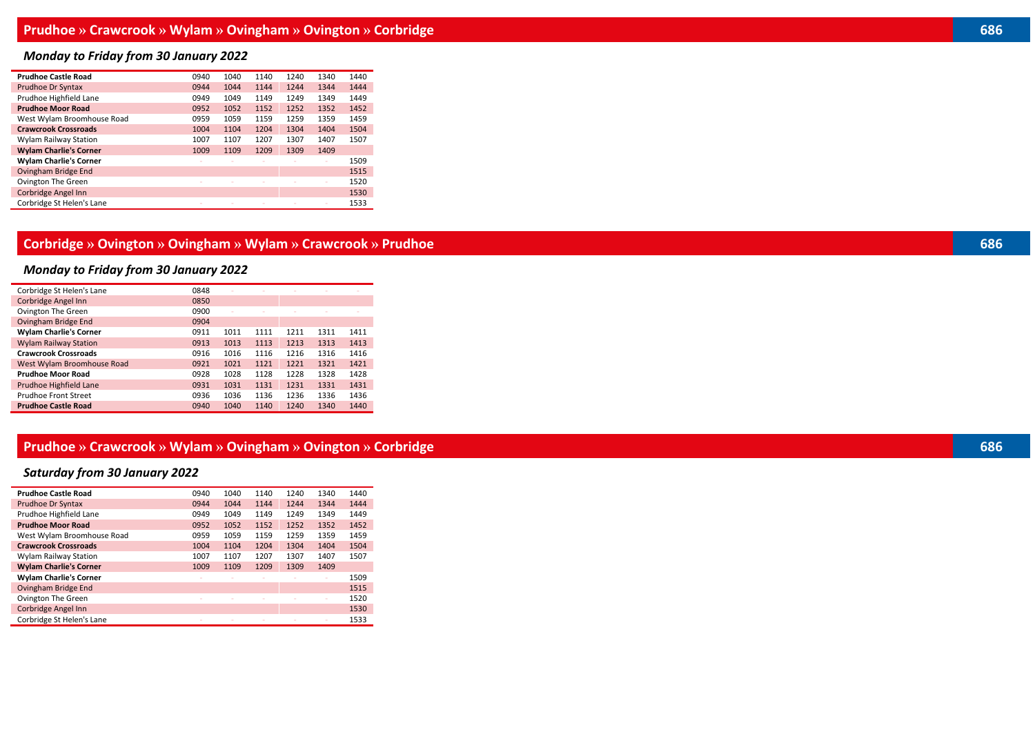## Prudhoe » Crawcrook » Wylam » Ovingham » Ovington » Corbridge — 686

### *Monday to Friday from 30 January 2022*

| | | | | | | |
|---|---|---|---|---|---|---|
| **Prudhoe Castle Road** | 0940 | 1040 | 1140 | 1240 | 1340 | 1440 |
| Prudhoe Dr Syntax | 0944 | 1044 | 1144 | 1244 | 1344 | 1444 |
| Prudhoe Highfield Lane | 0949 | 1049 | 1149 | 1249 | 1349 | 1449 |
| **Prudhoe Moor Road** | 0952 | 1052 | 1152 | 1252 | 1352 | 1452 |
| West Wylam Broomhouse Road | 0959 | 1059 | 1159 | 1259 | 1359 | 1459 |
| **Crawcrook Crossroads** | 1004 | 1104 | 1204 | 1304 | 1404 | 1504 |
| Wylam Railway Station | 1007 | 1107 | 1207 | 1307 | 1407 | 1507 |
| **Wylam Charlie's Corner** | 1009 | 1109 | 1209 | 1309 | 1409 | |
| **Wylam Charlie's Corner** | - | - | - | - | - | 1509 |
| Ovingham Bridge End | | | | | | 1515 |
| Ovington The Green | - | - | - | - | - | 1520 |
| Corbridge Angel Inn | | | | | | 1530 |
| Corbridge St Helen's Lane | - | - | - | - | - | 1533 |

## Corbridge » Ovington » Ovingham » Wylam » Crawcrook » Prudhoe — 686

### *Monday to Friday from 30 January 2022*

| | | | | | | |
|---|---|---|---|---|---|---|
| Corbridge St Helen's Lane | 0848 | - | - | - | - | - |
| Corbridge Angel Inn | 0850 | | | | | |
| Ovington The Green | 0900 | - | - | - | - | - |
| Ovingham Bridge End | 0904 | | | | | |
| **Wylam Charlie's Corner** | 0911 | 1011 | 1111 | 1211 | 1311 | 1411 |
| Wylam Railway Station | 0913 | 1013 | 1113 | 1213 | 1313 | 1413 |
| **Crawcrook Crossroads** | 0916 | 1016 | 1116 | 1216 | 1316 | 1416 |
| West Wylam Broomhouse Road | 0921 | 1021 | 1121 | 1221 | 1321 | 1421 |
| **Prudhoe Moor Road** | 0928 | 1028 | 1128 | 1228 | 1328 | 1428 |
| Prudhoe Highfield Lane | 0931 | 1031 | 1131 | 1231 | 1331 | 1431 |
| Prudhoe Front Street | 0936 | 1036 | 1136 | 1236 | 1336 | 1436 |
| **Prudhoe Castle Road** | 0940 | 1040 | 1140 | 1240 | 1340 | 1440 |

## Prudhoe » Crawcrook » Wylam » Ovingham » Ovington » Corbridge — 686

### *Saturday from 30 January 2022*

| | | | | | | |
|---|---|---|---|---|---|---|
| **Prudhoe Castle Road** | 0940 | 1040 | 1140 | 1240 | 1340 | 1440 |
| Prudhoe Dr Syntax | 0944 | 1044 | 1144 | 1244 | 1344 | 1444 |
| Prudhoe Highfield Lane | 0949 | 1049 | 1149 | 1249 | 1349 | 1449 |
| **Prudhoe Moor Road** | 0952 | 1052 | 1152 | 1252 | 1352 | 1452 |
| West Wylam Broomhouse Road | 0959 | 1059 | 1159 | 1259 | 1359 | 1459 |
| **Crawcrook Crossroads** | 1004 | 1104 | 1204 | 1304 | 1404 | 1504 |
| Wylam Railway Station | 1007 | 1107 | 1207 | 1307 | 1407 | 1507 |
| **Wylam Charlie's Corner** | 1009 | 1109 | 1209 | 1309 | 1409 | |
| **Wylam Charlie's Corner** | - | - | - | - | - | 1509 |
| Ovingham Bridge End | | | | | | 1515 |
| Ovington The Green | - | - | - | - | - | 1520 |
| Corbridge Angel Inn | | | | | | 1530 |
| Corbridge St Helen's Lane | - | - | - | - | - | 1533 |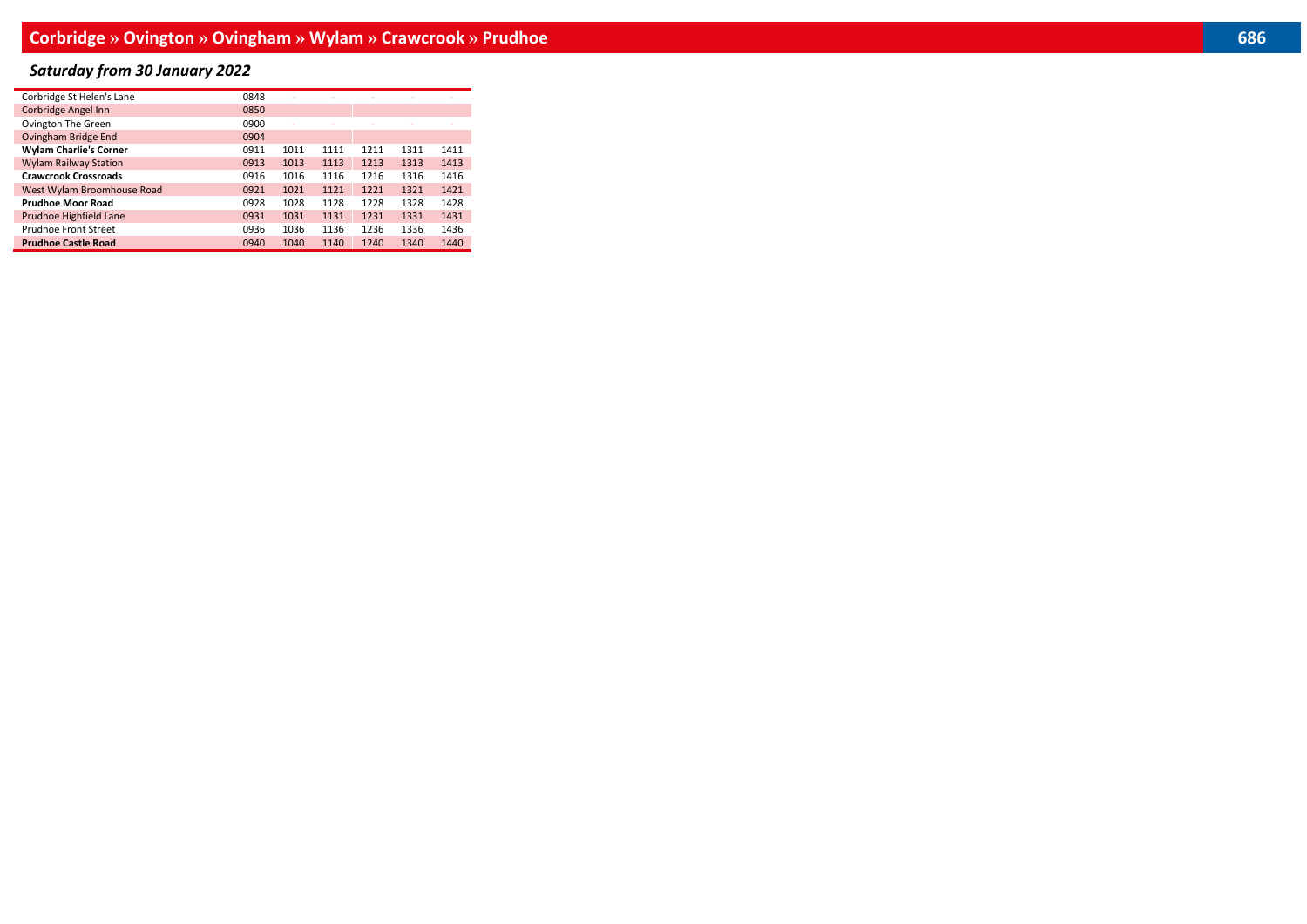## Corbridge » Ovington » Ovingham » Wylam » Crawcrook » Prudhoe

686

### *Saturday from 30 January 2022*

| | | | | | | |
|---|---|---|---|---|---|---|
| Corbridge St Helen's Lane | 0848 | - | - | - | - | - |
| Corbridge Angel Inn | 0850 | | | | | |
| Ovington The Green | 0900 | - | - | - | - | - |
| Ovingham Bridge End | 0904 | | | | | |
| **Wylam Charlie's Corner** | 0911 | 1011 | 1111 | 1211 | 1311 | 1411 |
| Wylam Railway Station | 0913 | 1013 | 1113 | 1213 | 1313 | 1413 |
| **Crawcrook Crossroads** | 0916 | 1016 | 1116 | 1216 | 1316 | 1416 |
| West Wylam Broomhouse Road | 0921 | 1021 | 1121 | 1221 | 1321 | 1421 |
| **Prudhoe Moor Road** | 0928 | 1028 | 1128 | 1228 | 1328 | 1428 |
| Prudhoe Highfield Lane | 0931 | 1031 | 1131 | 1231 | 1331 | 1431 |
| Prudhoe Front Street | 0936 | 1036 | 1136 | 1236 | 1336 | 1436 |
| **Prudhoe Castle Road** | 0940 | 1040 | 1140 | 1240 | 1340 | 1440 |